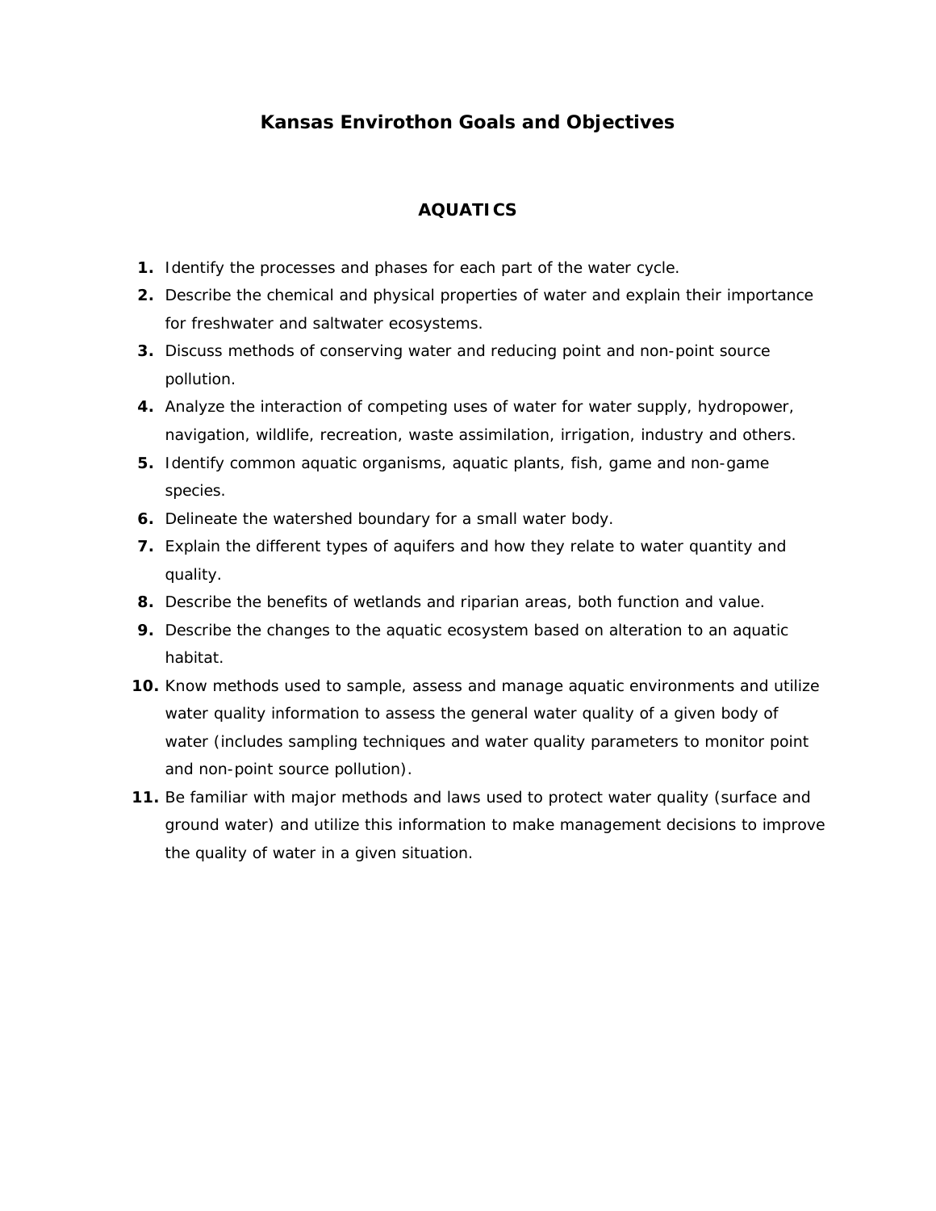# Kansas Envirothon Goals and Objectives

## AQUATICS

1. Identify the processes and phases for each part of the water cycle.
2. Describe the chemical and physical properties of water and explain their importance for freshwater and saltwater ecosystems.
3. Discuss methods of conserving water and reducing point and non-point source pollution.
4. Analyze the interaction of competing uses of water for water supply, hydropower, navigation, wildlife, recreation, waste assimilation, irrigation, industry and others.
5. Identify common aquatic organisms, aquatic plants, fish, game and non-game species.
6. Delineate the watershed boundary for a small water body.
7. Explain the different types of aquifers and how they relate to water quantity and quality.
8. Describe the benefits of wetlands and riparian areas, both function and value.
9. Describe the changes to the aquatic ecosystem based on alteration to an aquatic habitat.
10. Know methods used to sample, assess and manage aquatic environments and utilize water quality information to assess the general water quality of a given body of water (includes sampling techniques and water quality parameters to monitor point and non-point source pollution).
11. Be familiar with major methods and laws used to protect water quality (surface and ground water) and utilize this information to make management decisions to improve the quality of water in a given situation.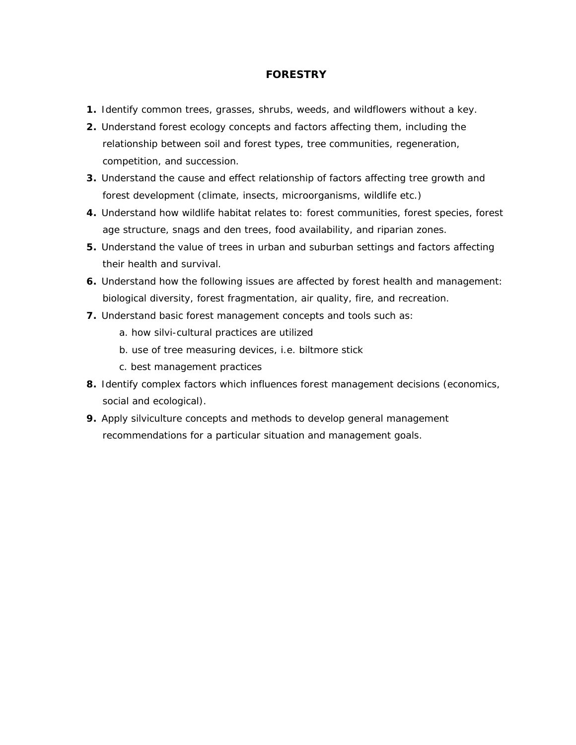# FORESTRY

1. Identify common trees, grasses, shrubs, weeds, and wildflowers without a key.
2. Understand forest ecology concepts and factors affecting them, including the relationship between soil and forest types, tree communities, regeneration, competition, and succession.
3. Understand the cause and effect relationship of factors affecting tree growth and forest development (climate, insects, microorganisms, wildlife etc.)
4. Understand how wildlife habitat relates to: forest communities, forest species, forest age structure, snags and den trees, food availability, and riparian zones.
5. Understand the value of trees in urban and suburban settings and factors affecting their health and survival.
6. Understand how the following issues are affected by forest health and management: biological diversity, forest fragmentation, air quality, fire, and recreation.
7. Understand basic forest management concepts and tools such as:
    a. how silvi-cultural practices are utilized
    b. use of tree measuring devices, i.e. biltmore stick
    c. best management practices
8. Identify complex factors which influences forest management decisions (economics, social and ecological).
9. Apply silviculture concepts and methods to develop general management recommendations for a particular situation and management goals.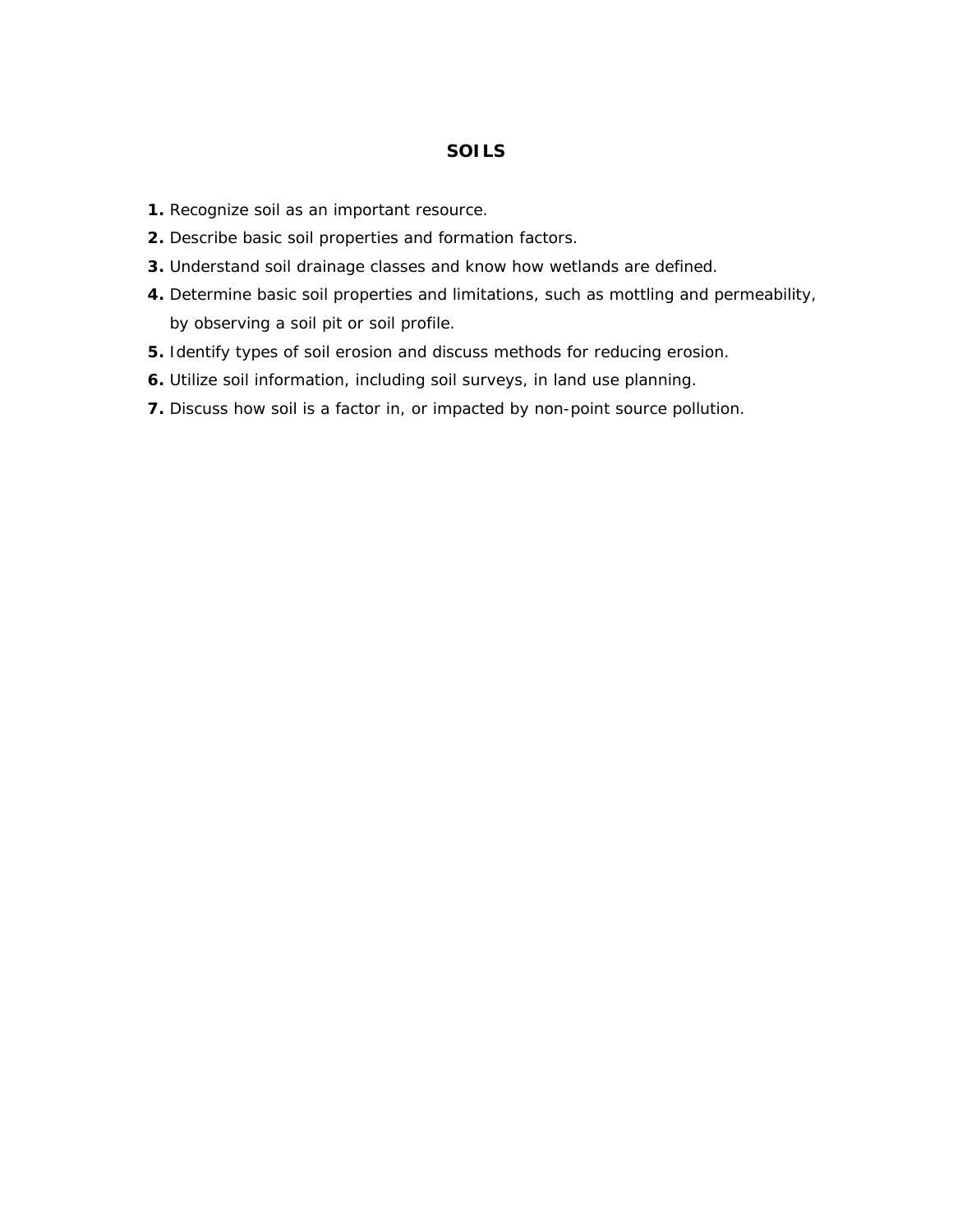# SOILS

1. Recognize soil as an important resource.
2. Describe basic soil properties and formation factors.
3. Understand soil drainage classes and know how wetlands are defined.
4. Determine basic soil properties and limitations, such as mottling and permeability, by observing a soil pit or soil profile.
5. Identify types of soil erosion and discuss methods for reducing erosion.
6. Utilize soil information, including soil surveys, in land use planning.
7. Discuss how soil is a factor in, or impacted by non-point source pollution.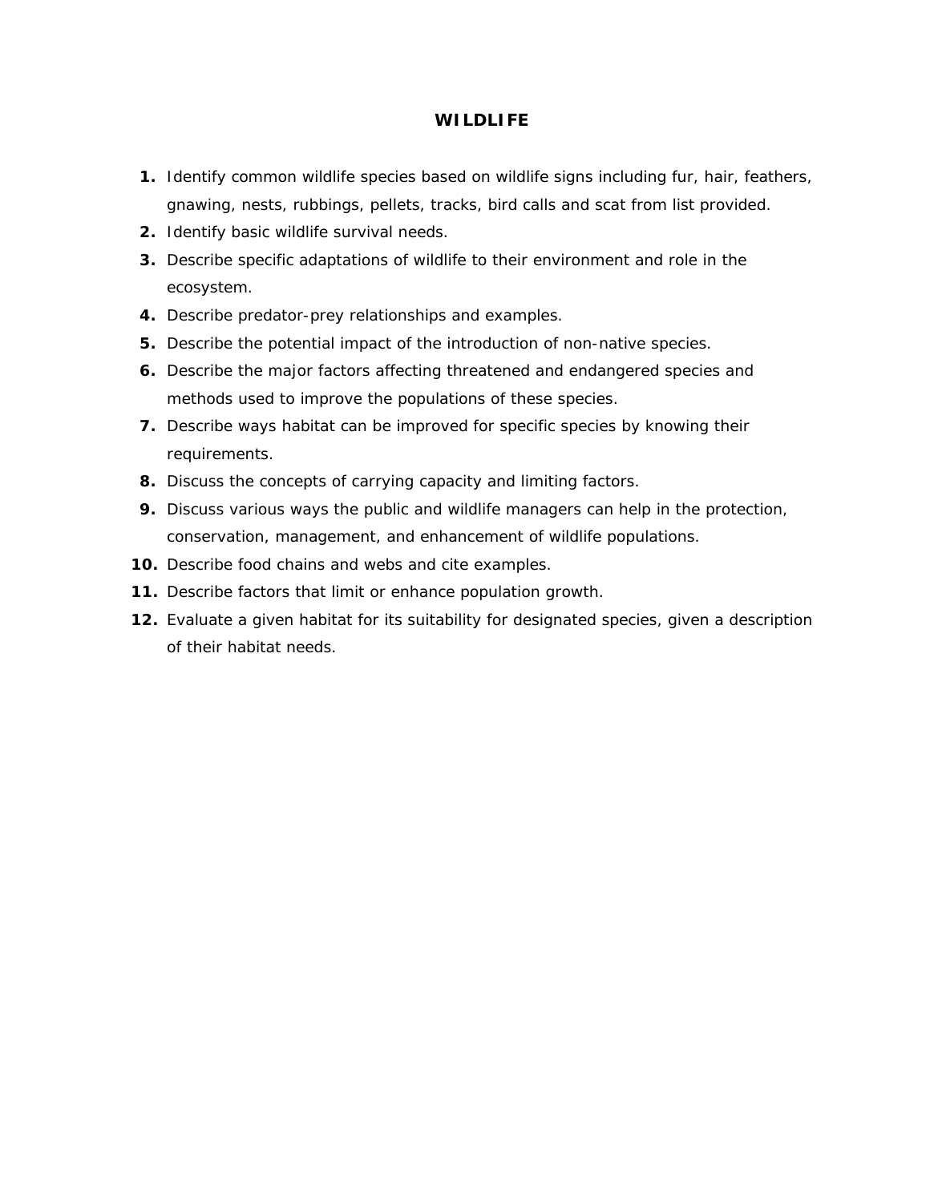# WILDLIFE

1. Identify common wildlife species based on wildlife signs including fur, hair, feathers, gnawing, nests, rubbings, pellets, tracks, bird calls and scat from list provided.
2. Identify basic wildlife survival needs.
3. Describe specific adaptations of wildlife to their environment and role in the ecosystem.
4. Describe predator-prey relationships and examples.
5. Describe the potential impact of the introduction of non-native species.
6. Describe the major factors affecting threatened and endangered species and methods used to improve the populations of these species.
7. Describe ways habitat can be improved for specific species by knowing their requirements.
8. Discuss the concepts of carrying capacity and limiting factors.
9. Discuss various ways the public and wildlife managers can help in the protection, conservation, management, and enhancement of wildlife populations.
10. Describe food chains and webs and cite examples.
11. Describe factors that limit or enhance population growth.
12. Evaluate a given habitat for its suitability for designated species, given a description of their habitat needs.